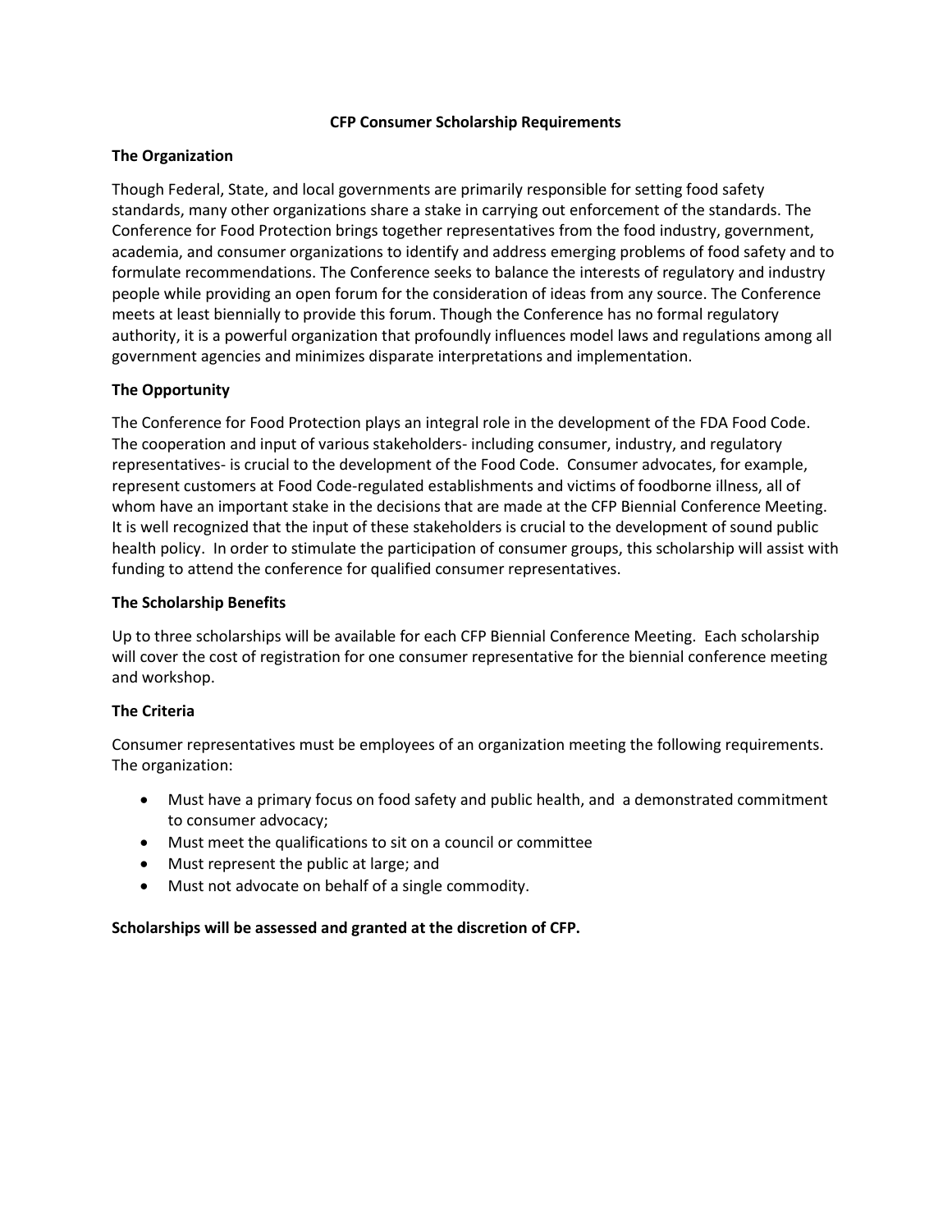# CFP Consumer Scholarship Requirements

## The Organization

Though Federal, State, and local governments are primarily responsible for setting food safety standards, many other organizations share a stake in carrying out enforcement of the standards. The Conference for Food Protection brings together representatives from the food industry, government, academia, and consumer organizations to identify and address emerging problems of food safety and to formulate recommendations. The Conference seeks to balance the interests of regulatory and industry people while providing an open forum for the consideration of ideas from any source. The Conference meets at least biennially to provide this forum. Though the Conference has no formal regulatory authority, it is a powerful organization that profoundly influences model laws and regulations among all government agencies and minimizes disparate interpretations and implementation.

## The Opportunity

The Conference for Food Protection plays an integral role in the development of the FDA Food Code. The cooperation and input of various stakeholders- including consumer, industry, and regulatory representatives- is crucial to the development of the Food Code. Consumer advocates, for example, represent customers at Food Code-regulated establishments and victims of foodborne illness, all of whom have an important stake in the decisions that are made at the CFP Biennial Conference Meeting. It is well recognized that the input of these stakeholders is crucial to the development of sound public health policy. In order to stimulate the participation of consumer groups, this scholarship will assist with funding to attend the conference for qualified consumer representatives.

## The Scholarship Benefits

Up to three scholarships will be available for each CFP Biennial Conference Meeting. Each scholarship will cover the cost of registration for one consumer representative for the biennial conference meeting and workshop.

## The Criteria

Consumer representatives must be employees of an organization meeting the following requirements. The organization:

- Must have a primary focus on food safety and public health, and a demonstrated commitment to consumer advocacy;
- Must meet the qualifications to sit on a council or committee
- Must represent the public at large; and
- Must not advocate on behalf of a single commodity.

**Scholarships will be assessed and granted at the discretion of CFP.**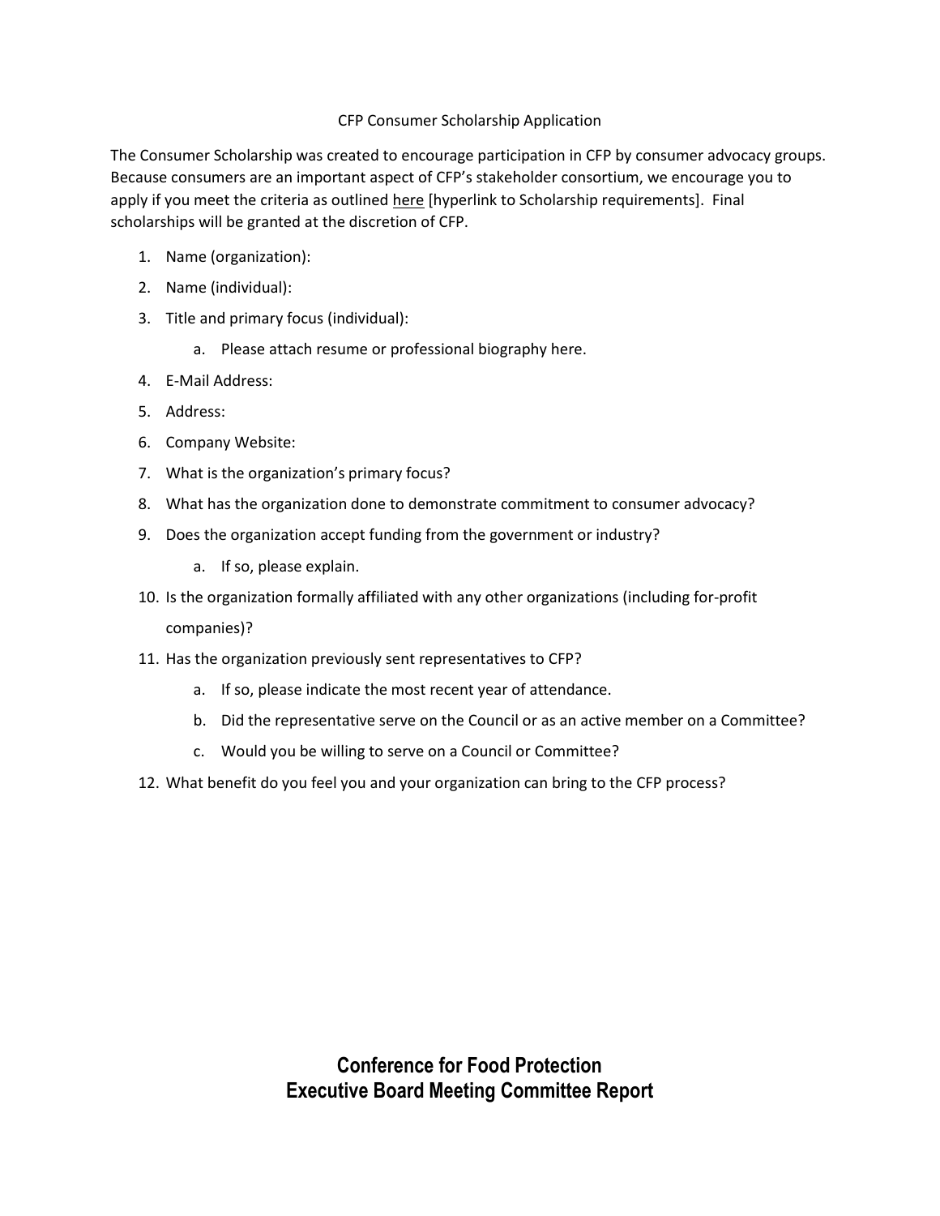CFP Consumer Scholarship Application

The Consumer Scholarship was created to encourage participation in CFP by consumer advocacy groups. Because consumers are an important aspect of CFP's stakeholder consortium, we encourage you to apply if you meet the criteria as outlined here [hyperlink to Scholarship requirements]. Final scholarships will be granted at the discretion of CFP.

1. Name (organization):
2. Name (individual):
3. Title and primary focus (individual):
    a. Please attach resume or professional biography here.
4. E-Mail Address:
5. Address:
6. Company Website:
7. What is the organization's primary focus?
8. What has the organization done to demonstrate commitment to consumer advocacy?
9. Does the organization accept funding from the government or industry?
    a. If so, please explain.
10. Is the organization formally affiliated with any other organizations (including for-profit companies)?
11. Has the organization previously sent representatives to CFP?
    a. If so, please indicate the most recent year of attendance.
    b. Did the representative serve on the Council or as an active member on a Committee?
    c. Would you be willing to serve on a Council or Committee?
12. What benefit do you feel you and your organization can bring to the CFP process?

# Conference for Food Protection
# Executive Board Meeting Committee Report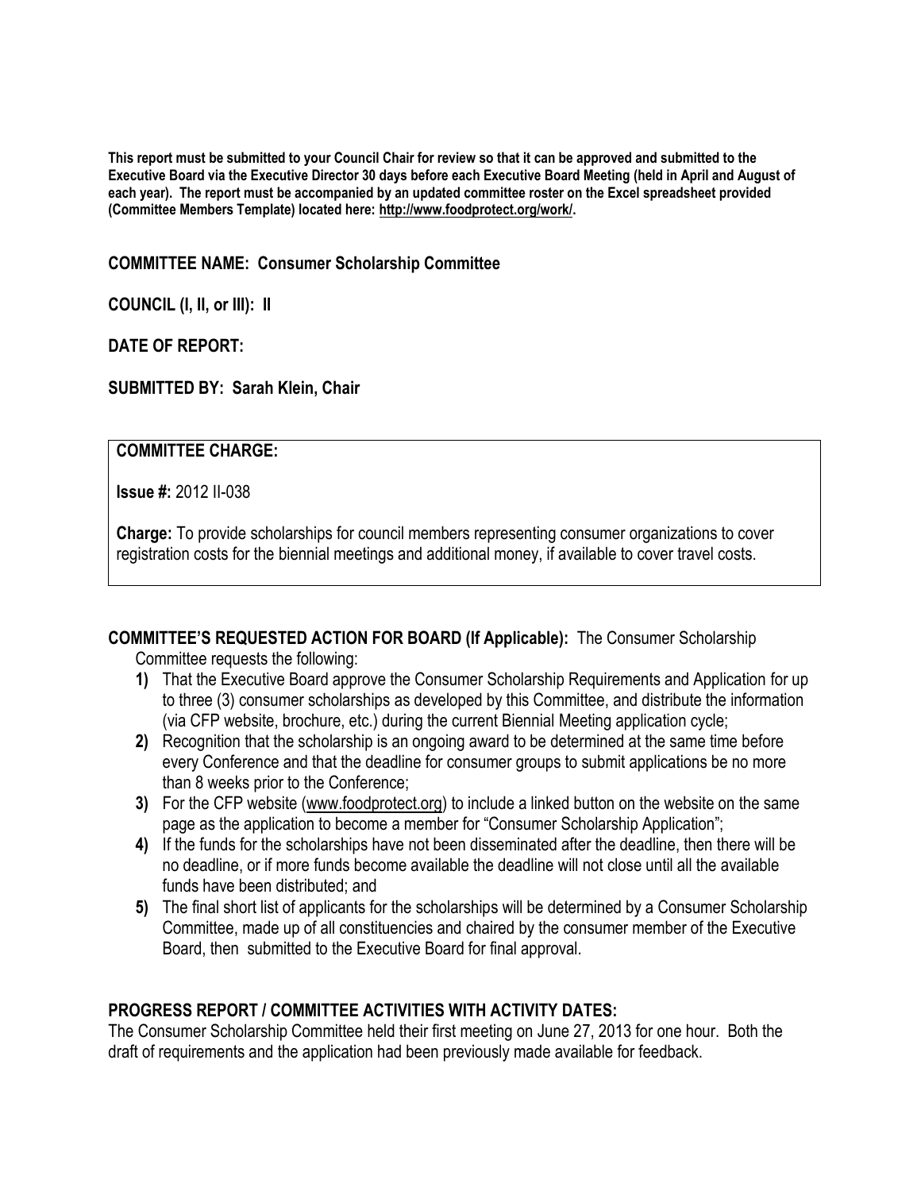**This report must be submitted to your Council Chair for review so that it can be approved and submitted to the Executive Board via the Executive Director 30 days before each Executive Board Meeting (held in April and August of each year). The report must be accompanied by an updated committee roster on the Excel spreadsheet provided (Committee Members Template) located here: http://www.foodprotect.org/work/.**

**COMMITTEE NAME: Consumer Scholarship Committee**

**COUNCIL (I, II, or III): II**

**DATE OF REPORT:**

**SUBMITTED BY: Sarah Klein, Chair**

**COMMITTEE CHARGE:**

**Issue #:** 2012 II-038

**Charge:** To provide scholarships for council members representing consumer organizations to cover registration costs for the biennial meetings and additional money, if available to cover travel costs.

**COMMITTEE'S REQUESTED ACTION FOR BOARD (If Applicable):** The Consumer Scholarship Committee requests the following:

1) That the Executive Board approve the Consumer Scholarship Requirements and Application for up to three (3) consumer scholarships as developed by this Committee, and distribute the information (via CFP website, brochure, etc.) during the current Biennial Meeting application cycle;
2) Recognition that the scholarship is an ongoing award to be determined at the same time before every Conference and that the deadline for consumer groups to submit applications be no more than 8 weeks prior to the Conference;
3) For the CFP website (www.foodprotect.org) to include a linked button on the website on the same page as the application to become a member for "Consumer Scholarship Application";
4) If the funds for the scholarships have not been disseminated after the deadline, then there will be no deadline, or if more funds become available the deadline will not close until all the available funds have been distributed; and
5) The final short list of applicants for the scholarships will be determined by a Consumer Scholarship Committee, made up of all constituencies and chaired by the consumer member of the Executive Board, then submitted to the Executive Board for final approval.

**PROGRESS REPORT / COMMITTEE ACTIVITIES WITH ACTIVITY DATES:**

The Consumer Scholarship Committee held their first meeting on June 27, 2013 for one hour. Both the draft of requirements and the application had been previously made available for feedback.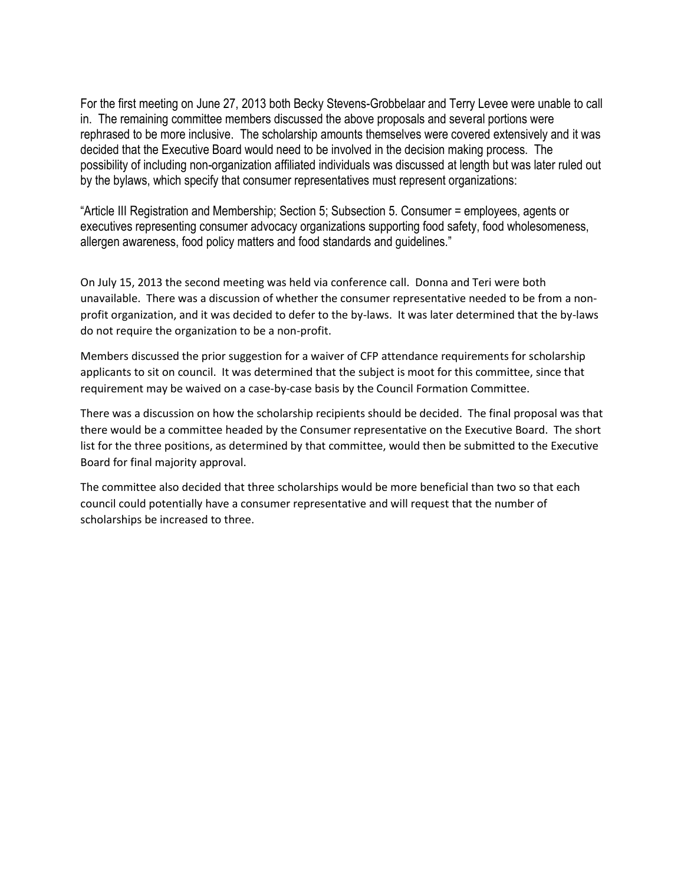For the first meeting on June 27, 2013 both Becky Stevens-Grobbelaar and Terry Levee were unable to call in. The remaining committee members discussed the above proposals and several portions were rephrased to be more inclusive. The scholarship amounts themselves were covered extensively and it was decided that the Executive Board would need to be involved in the decision making process. The possibility of including non-organization affiliated individuals was discussed at length but was later ruled out by the bylaws, which specify that consumer representatives must represent organizations:

"Article III Registration and Membership; Section 5; Subsection 5. Consumer = employees, agents or executives representing consumer advocacy organizations supporting food safety, food wholesomeness, allergen awareness, food policy matters and food standards and guidelines."

On July 15, 2013 the second meeting was held via conference call. Donna and Teri were both unavailable. There was a discussion of whether the consumer representative needed to be from a non-profit organization, and it was decided to defer to the by-laws. It was later determined that the by-laws do not require the organization to be a non-profit.

Members discussed the prior suggestion for a waiver of CFP attendance requirements for scholarship applicants to sit on council. It was determined that the subject is moot for this committee, since that requirement may be waived on a case-by-case basis by the Council Formation Committee.

There was a discussion on how the scholarship recipients should be decided. The final proposal was that there would be a committee headed by the Consumer representative on the Executive Board. The short list for the three positions, as determined by that committee, would then be submitted to the Executive Board for final majority approval.

The committee also decided that three scholarships would be more beneficial than two so that each council could potentially have a consumer representative and will request that the number of scholarships be increased to three.